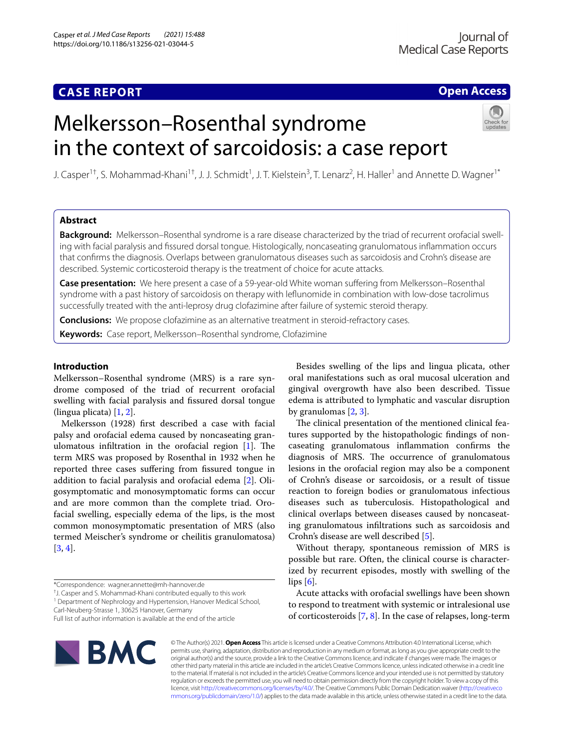**CASE REPORT** **Open Access**

# Melkersson–Rosenthal syndrome in the context of sarcoidosis: a case report

J. Casper[1†], S. Mohammad-Khani[1†], J. J. Schmidt[1], J. T. Kielstein[3], T. Lenarz[2], H. Haller[1] and Annette D. Wagner[1*]

## Abstract

**Background:** Melkersson–Rosenthal syndrome is a rare disease characterized by the triad of recurrent orofacial swelling with facial paralysis and fissured dorsal tongue. Histologically, noncaseating granulomatous inflammation occurs that confirms the diagnosis. Overlaps between granulomatous diseases such as sarcoidosis and Crohn's disease are described. Systemic corticosteroid therapy is the treatment of choice for acute attacks.

**Case presentation:** We here present a case of a 59-year-old White woman suffering from Melkersson–Rosenthal syndrome with a past history of sarcoidosis on therapy with leflunomide in combination with low-dose tacrolimus successfully treated with the anti-leprosy drug clofazimine after failure of systemic steroid therapy.

**Conclusions:** We propose clofazimine as an alternative treatment in steroid-refractory cases.

**Keywords:** Case report, Melkersson–Rosenthal syndrome, Clofazimine

## Introduction

Melkersson–Rosenthal syndrome (MRS) is a rare syndrome composed of the triad of recurrent orofacial swelling with facial paralysis and fissured dorsal tongue (lingua plicata) [1, 2].

Melkersson (1928) first described a case with facial palsy and orofacial edema caused by noncaseating granulomatous infiltration in the orofacial region [1]. The term MRS was proposed by Rosenthal in 1932 when he reported three cases suffering from fissured tongue in addition to facial paralysis and orofacial edema [2]. Oligosymptomatic and monosymptomatic forms can occur and are more common than the complete triad. Orofacial swelling, especially edema of the lips, is the most common monosymptomatic presentation of MRS (also termed Meischer's syndrome or cheilitis granulomatosa) [3, 4].

Besides swelling of the lips and lingua plicata, other oral manifestations such as oral mucosal ulceration and gingival overgrowth have also been described. Tissue edema is attributed to lymphatic and vascular disruption by granulomas [2, 3].

The clinical presentation of the mentioned clinical features supported by the histopathologic findings of noncaseating granulomatous inflammation confirms the diagnosis of MRS. The occurrence of granulomatous lesions in the orofacial region may also be a component of Crohn's disease or sarcoidosis, or a result of tissue reaction to foreign bodies or granulomatous infectious diseases such as tuberculosis. Histopathological and clinical overlaps between diseases caused by noncaseating granulomatous infiltrations such as sarcoidosis and Crohn's disease are well described [5].

Without therapy, spontaneous remission of MRS is possible but rare. Often, the clinical course is characterized by recurrent episodes, mostly with swelling of the lips [6].

Acute attacks with orofacial swellings have been shown to respond to treatment with systemic or intralesional use of corticosteroids [7, 8]. In the case of relapses, long-term

*Correspondence: wagner.annette@mh-hannover.de
†J. Casper and S. Mohammad-Khani contributed equally to this work
1 Department of Nephrology and Hypertension, Hanover Medical School, Carl-Neuberg-Strasse 1, 30625 Hanover, Germany
Full list of author information is available at the end of the article

© The Author(s) 2021. **Open Access** This article is licensed under a Creative Commons Attribution 4.0 International License, which permits use, sharing, adaptation, distribution and reproduction in any medium or format, as long as you give appropriate credit to the original author(s) and the source, provide a link to the Creative Commons licence, and indicate if changes were made. The images or other third party material in this article are included in the article's Creative Commons licence, unless indicated otherwise in a credit line to the material. If material is not included in the article's Creative Commons licence and your intended use is not permitted by statutory regulation or exceeds the permitted use, you will need to obtain permission directly from the copyright holder. To view a copy of this licence, visit http://creativecommons.org/licenses/by/4.0/. The Creative Commons Public Domain Dedication waiver (http://creativecommons.org/publicdomain/zero/1.0/) applies to the data made available in this article, unless otherwise stated in a credit line to the data.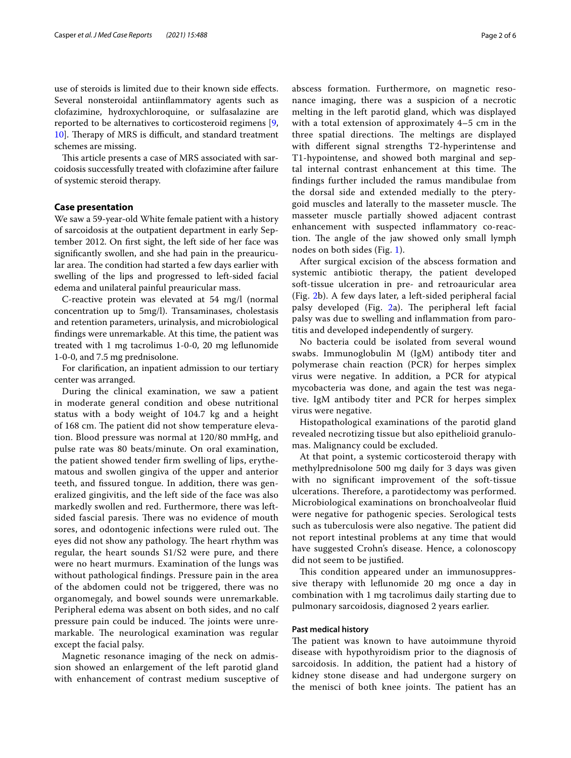use of steroids is limited due to their known side effects. Several nonsteroidal antiinflammatory agents such as clofazimine, hydroxychloroquine, or sulfasalazine are reported to be alternatives to corticosteroid regimens [9, 10]. Therapy of MRS is difficult, and standard treatment schemes are missing.

This article presents a case of MRS associated with sarcoidosis successfully treated with clofazimine after failure of systemic steroid therapy.

## Case presentation

We saw a 59-year-old White female patient with a history of sarcoidosis at the outpatient department in early September 2012. On first sight, the left side of her face was significantly swollen, and she had pain in the preauricular area. The condition had started a few days earlier with swelling of the lips and progressed to left-sided facial edema and unilateral painful preauricular mass.

C-reactive protein was elevated at 54 mg/l (normal concentration up to 5mg/l). Transaminases, cholestasis and retention parameters, urinalysis, and microbiological findings were unremarkable. At this time, the patient was treated with 1 mg tacrolimus 1-0-0, 20 mg leflunomide 1-0-0, and 7.5 mg prednisolone.

For clarification, an inpatient admission to our tertiary center was arranged.

During the clinical examination, we saw a patient in moderate general condition and obese nutritional status with a body weight of 104.7 kg and a height of 168 cm. The patient did not show temperature elevation. Blood pressure was normal at 120/80 mmHg, and pulse rate was 80 beats/minute. On oral examination, the patient showed tender firm swelling of lips, erythematous and swollen gingiva of the upper and anterior teeth, and fissured tongue. In addition, there was generalized gingivitis, and the left side of the face was also markedly swollen and red. Furthermore, there was left-sided fascial paresis. There was no evidence of mouth sores, and odontogenic infections were ruled out. The eyes did not show any pathology. The heart rhythm was regular, the heart sounds S1/S2 were pure, and there were no heart murmurs. Examination of the lungs was without pathological findings. Pressure pain in the area of the abdomen could not be triggered, there was no organomegaly, and bowel sounds were unremarkable. Peripheral edema was absent on both sides, and no calf pressure pain could be induced. The joints were unremarkable. The neurological examination was regular except the facial palsy.

Magnetic resonance imaging of the neck on admission showed an enlargement of the left parotid gland with enhancement of contrast medium susceptive of abscess formation. Furthermore, on magnetic resonance imaging, there was a suspicion of a necrotic melting in the left parotid gland, which was displayed with a total extension of approximately 4–5 cm in the three spatial directions. The meltings are displayed with different signal strengths T2-hyperintense and T1-hypointense, and showed both marginal and septal internal contrast enhancement at this time. The findings further included the ramus mandibulae from the dorsal side and extended medially to the pterygoid muscles and laterally to the masseter muscle. The masseter muscle partially showed adjacent contrast enhancement with suspected inflammatory co-reaction. The angle of the jaw showed only small lymph nodes on both sides (Fig. 1).

After surgical excision of the abscess formation and systemic antibiotic therapy, the patient developed soft-tissue ulceration in pre- and retroauricular area (Fig. 2b). A few days later, a left-sided peripheral facial palsy developed (Fig. 2a). The peripheral left facial palsy was due to swelling and inflammation from parotitis and developed independently of surgery.

No bacteria could be isolated from several wound swabs. Immunoglobulin M (IgM) antibody titer and polymerase chain reaction (PCR) for herpes simplex virus were negative. In addition, a PCR for atypical mycobacteria was done, and again the test was negative. IgM antibody titer and PCR for herpes simplex virus were negative.

Histopathological examinations of the parotid gland revealed necrotizing tissue but also epithelioid granulomas. Malignancy could be excluded.

At that point, a systemic corticosteroid therapy with methylprednisolone 500 mg daily for 3 days was given with no significant improvement of the soft-tissue ulcerations. Therefore, a parotidectomy was performed. Microbiological examinations on bronchoalveolar fluid were negative for pathogenic species. Serological tests such as tuberculosis were also negative. The patient did not report intestinal problems at any time that would have suggested Crohn's disease. Hence, a colonoscopy did not seem to be justified.

This condition appeared under an immunosuppressive therapy with leflunomide 20 mg once a day in combination with 1 mg tacrolimus daily starting due to pulmonary sarcoidosis, diagnosed 2 years earlier.

### Past medical history

The patient was known to have autoimmune thyroid disease with hypothyroidism prior to the diagnosis of sarcoidosis. In addition, the patient had a history of kidney stone disease and had undergone surgery on the menisci of both knee joints. The patient has an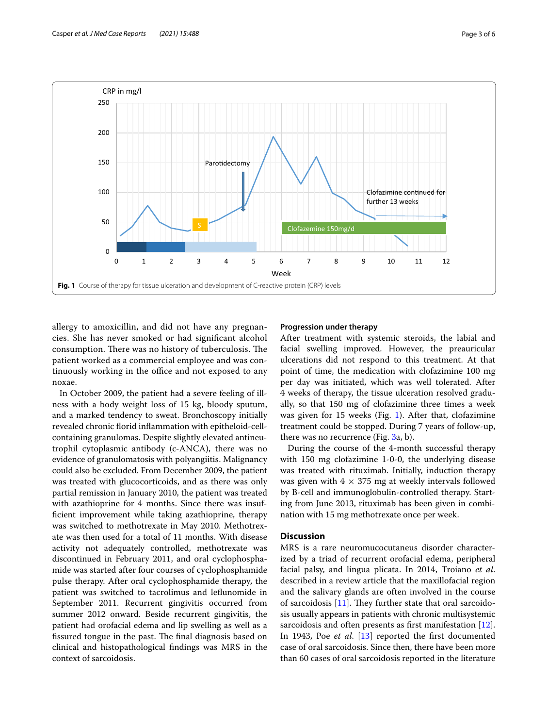**Fig. 1** Course of therapy for tissue ulceration and development of C-reactive protein (CRP) levels

allergy to amoxicillin, and did not have any pregnancies. She has never smoked or had significant alcohol consumption. There was no history of tuberculosis. The patient worked as a commercial employee and was continuously working in the office and not exposed to any noxae.

In October 2009, the patient had a severe feeling of illness with a body weight loss of 15 kg, bloody sputum, and a marked tendency to sweat. Bronchoscopy initially revealed chronic florid inflammation with epitheloid-cell-containing granulomas. Despite slightly elevated antineutrophil cytoplasmic antibody (c-ANCA), there was no evidence of granulomatosis with polyangiitis. Malignancy could also be excluded. From December 2009, the patient was treated with glucocorticoids, and as there was only partial remission in January 2010, the patient was treated with azathioprine for 4 months. Since there was insufficient improvement while taking azathioprine, therapy was switched to methotrexate in May 2010. Methotrexate was then used for a total of 11 months. With disease activity not adequately controlled, methotrexate was discontinued in February 2011, and oral cyclophosphamide was started after four courses of cyclophosphamide pulse therapy. After oral cyclophosphamide therapy, the patient was switched to tacrolimus and leflunomide in September 2011. Recurrent gingivitis occurred from summer 2012 onward. Beside recurrent gingivitis, the patient had orofacial edema and lip swelling as well as a fissured tongue in the past. The final diagnosis based on clinical and histopathological findings was MRS in the context of sarcoidosis.

### Progression under therapy

After treatment with systemic steroids, the labial and facial swelling improved. However, the preauricular ulcerations did not respond to this treatment. At that point of time, the medication with clofazimine 100 mg per day was initiated, which was well tolerated. After 4 weeks of therapy, the tissue ulceration resolved gradually, so that 150 mg of clofazimine three times a week was given for 15 weeks (Fig. 1). After that, clofazimine treatment could be stopped. During 7 years of follow-up, there was no recurrence (Fig. 3a, b).

During the course of the 4-month successful therapy with 150 mg clofazimine 1-0-0, the underlying disease was treated with rituximab. Initially, induction therapy was given with 4 × 375 mg at weekly intervals followed by B-cell and immunoglobulin-controlled therapy. Starting from June 2013, rituximab has been given in combination with 15 mg methotrexate once per week.

## Discussion

MRS is a rare neuromucocutaneus disorder characterized by a triad of recurrent orofacial edema, peripheral facial palsy, and lingua plicata. In 2014, Troiano *et al.* described in a review article that the maxillofacial region and the salivary glands are often involved in the course of sarcoidosis [11]. They further state that oral sarcoidosis usually appears in patients with chronic multisystemic sarcoidosis and often presents as first manifestation [12]. In 1943, Poe *et al.* [13] reported the first documented case of oral sarcoidosis. Since then, there have been more than 60 cases of oral sarcoidosis reported in the literature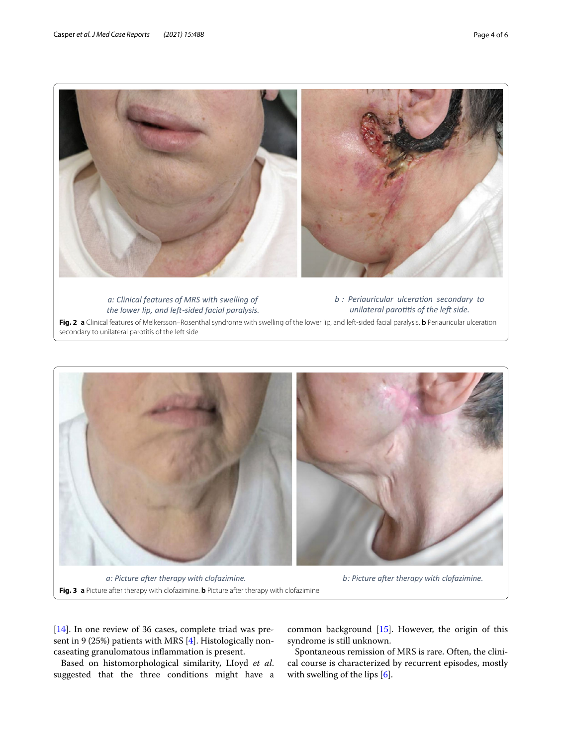a: Clinical features of MRS with swelling of the lower lip, and left-sided facial paralysis.

b : Periauricular ulceration secondary to unilateral parotitis of the left side.

**Fig. 2** **a** Clinical features of Melkersson–Rosenthal syndrome with swelling of the lower lip, and left-sided facial paralysis. **b** Periauricular ulceration secondary to unilateral parotitis of the left side

a: Picture after therapy with clofazimine.

b: Picture after therapy with clofazimine.

**Fig. 3** **a** Picture after therapy with clofazimine. **b** Picture after therapy with clofazimine

[14]. In one review of 36 cases, complete triad was present in 9 (25%) patients with MRS [4]. Histologically non-caseating granulomatous inflammation is present.

Based on histomorphological similarity, LIoyd *et al*. suggested that the three conditions might have a common background [15]. However, the origin of this syndrome is still unknown.

Spontaneous remission of MRS is rare. Often, the clinical course is characterized by recurrent episodes, mostly with swelling of the lips [6].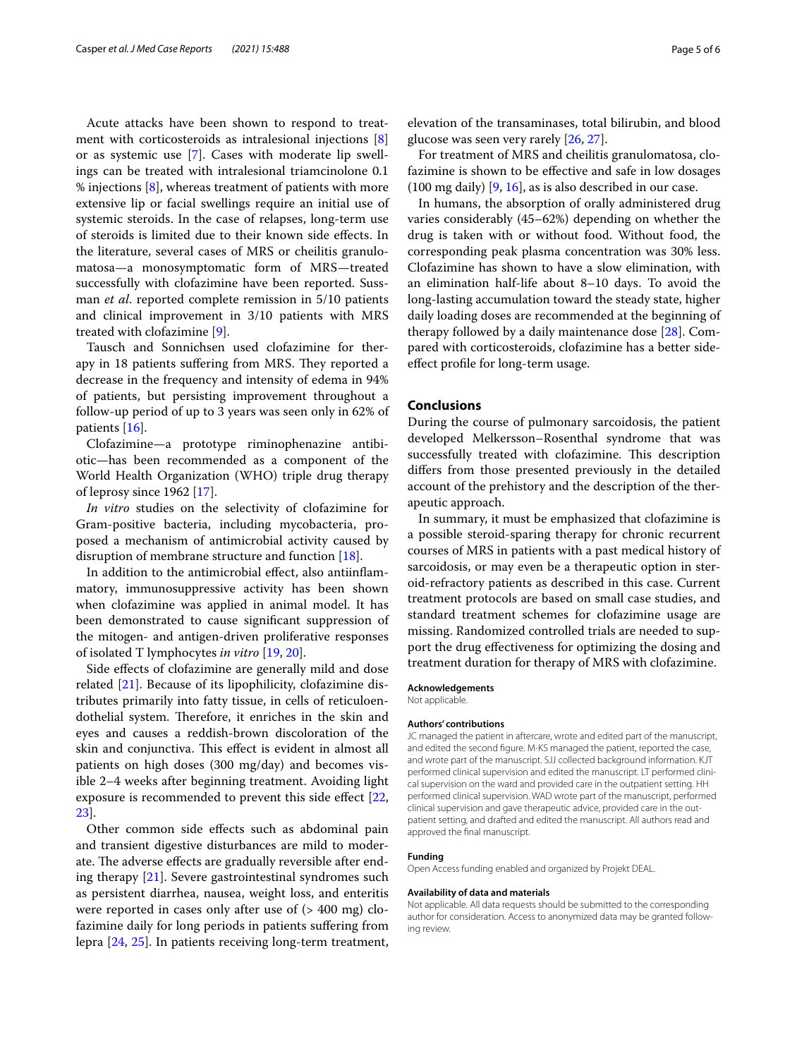Acute attacks have been shown to respond to treatment with corticosteroids as intralesional injections [8] or as systemic use [7]. Cases with moderate lip swellings can be treated with intralesional triamcinolone 0.1 % injections [8], whereas treatment of patients with more extensive lip or facial swellings require an initial use of systemic steroids. In the case of relapses, long-term use of steroids is limited due to their known side effects. In the literature, several cases of MRS or cheilitis granulomatosa—a monosymptomatic form of MRS—treated successfully with clofazimine have been reported. Sussman *et al*. reported complete remission in 5/10 patients and clinical improvement in 3/10 patients with MRS treated with clofazimine [9].

Tausch and Sonnichsen used clofazimine for therapy in 18 patients suffering from MRS. They reported a decrease in the frequency and intensity of edema in 94% of patients, but persisting improvement throughout a follow-up period of up to 3 years was seen only in 62% of patients [16].

Clofazimine—a prototype riminophenazine antibiotic—has been recommended as a component of the World Health Organization (WHO) triple drug therapy of leprosy since 1962 [17].

*In vitro* studies on the selectivity of clofazimine for Gram-positive bacteria, including mycobacteria, proposed a mechanism of antimicrobial activity caused by disruption of membrane structure and function [18].

In addition to the antimicrobial effect, also antiinflammatory, immunosuppressive activity has been shown when clofazimine was applied in animal model. It has been demonstrated to cause significant suppression of the mitogen- and antigen-driven proliferative responses of isolated T lymphocytes *in vitro* [19, 20].

Side effects of clofazimine are generally mild and dose related [21]. Because of its lipophilicity, clofazimine distributes primarily into fatty tissue, in cells of reticuloendothelial system. Therefore, it enriches in the skin and eyes and causes a reddish-brown discoloration of the skin and conjunctiva. This effect is evident in almost all patients on high doses (300 mg/day) and becomes visible 2–4 weeks after beginning treatment. Avoiding light exposure is recommended to prevent this side effect [22, 23].

Other common side effects such as abdominal pain and transient digestive disturbances are mild to moderate. The adverse effects are gradually reversible after ending therapy [21]. Severe gastrointestinal syndromes such as persistent diarrhea, nausea, weight loss, and enteritis were reported in cases only after use of (> 400 mg) clofazimine daily for long periods in patients suffering from lepra [24, 25]. In patients receiving long-term treatment, elevation of the transaminases, total bilirubin, and blood glucose was seen very rarely [26, 27].

For treatment of MRS and cheilitis granulomatosa, clofazimine is shown to be effective and safe in low dosages (100 mg daily) [9, 16], as is also described in our case.

In humans, the absorption of orally administered drug varies considerably (45–62%) depending on whether the drug is taken with or without food. Without food, the corresponding peak plasma concentration was 30% less. Clofazimine has shown to have a slow elimination, with an elimination half-life about 8–10 days. To avoid the long-lasting accumulation toward the steady state, higher daily loading doses are recommended at the beginning of therapy followed by a daily maintenance dose [28]. Compared with corticosteroids, clofazimine has a better side-effect profile for long-term usage.

## Conclusions

During the course of pulmonary sarcoidosis, the patient developed Melkersson–Rosenthal syndrome that was successfully treated with clofazimine. This description differs from those presented previously in the detailed account of the prehistory and the description of the therapeutic approach.

In summary, it must be emphasized that clofazimine is a possible steroid-sparing therapy for chronic recurrent courses of MRS in patients with a past medical history of sarcoidosis, or may even be a therapeutic option in steroid-refractory patients as described in this case. Current treatment protocols are based on small case studies, and standard treatment schemes for clofazimine usage are missing. Randomized controlled trials are needed to support the drug effectiveness for optimizing the dosing and treatment duration for therapy of MRS with clofazimine.

#### Acknowledgements

Not applicable.

#### Authors' contributions

JC managed the patient in aftercare, wrote and edited part of the manuscript, and edited the second figure. M-KS managed the patient, reported the case, and wrote part of the manuscript. SJJ collected background information. KJT performed clinical supervision and edited the manuscript. LT performed clinical supervision on the ward and provided care in the outpatient setting. HH performed clinical supervision. WAD wrote part of the manuscript, performed clinical supervision and gave therapeutic advice, provided care in the outpatient setting, and drafted and edited the manuscript. All authors read and approved the final manuscript.

#### Funding

Open Access funding enabled and organized by Projekt DEAL.

#### Availability of data and materials

Not applicable. All data requests should be submitted to the corresponding author for consideration. Access to anonymized data may be granted following review.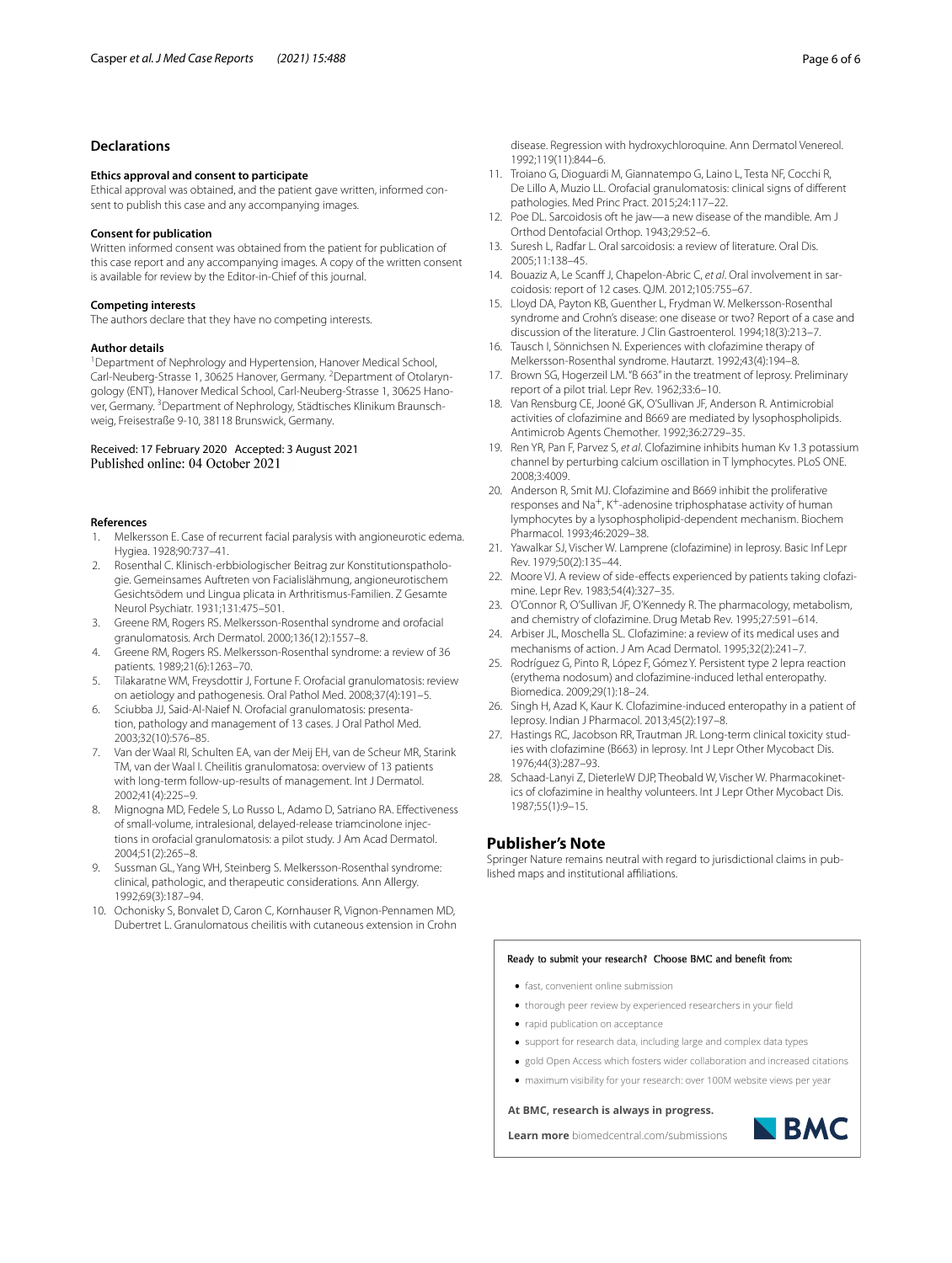## Declarations

### Ethics approval and consent to participate

Ethical approval was obtained, and the patient gave written, informed consent to publish this case and any accompanying images.

### Consent for publication

Written informed consent was obtained from the patient for publication of this case report and any accompanying images. A copy of the written consent is available for review by the Editor-in-Chief of this journal.

### Competing interests

The authors declare that they have no competing interests.

### Author details

[1]Department of Nephrology and Hypertension, Hanover Medical School, Carl-Neuberg-Strasse 1, 30625 Hanover, Germany. [2]Department of Otolaryngology (ENT), Hanover Medical School, Carl-Neuberg-Strasse 1, 30625 Hanover, Germany. [3]Department of Nephrology, Städtisches Klinikum Braunschweig, Freisestraße 9-10, 38118 Brunswick, Germany.

Received: 17 February 2020 Accepted: 3 August 2021
Published online: 04 October 2021

### References

1. Melkersson E. Case of recurrent facial paralysis with angioneurotic edema. Hygiea. 1928;90:737–41.
2. Rosenthal C. Klinisch-erbbiologischer Beitrag zur Konstitutionspathologie. Gemeinsames Auftreten von Facialislähmung, angioneurotischem Gesichtsödem und Lingua plicata in Arthritismus-Familien. Z Gesamte Neurol Psychiatr. 1931;131:475–501.
3. Greene RM, Rogers RS. Melkersson-Rosenthal syndrome and orofacial granulomatosis. Arch Dermatol. 2000;136(12):1557–8.
4. Greene RM, Rogers RS. Melkersson-Rosenthal syndrome: a review of 36 patients. 1989;21(6):1263–70.
5. Tilakaratne WM, Freysdottir J, Fortune F. Orofacial granulomatosis: review on aetiology and pathogenesis. Oral Pathol Med. 2008;37(4):191–5.
6. Sciubba JJ, Said-Al-Naief N. Orofacial granulomatosis: presentation, pathology and management of 13 cases. J Oral Pathol Med. 2003;32(10):576–85.
7. Van der Waal RI, Schulten EA, van der Meij EH, van de Scheur MR, Starink TM, van der Waal I. Cheilitis granulomatosa: overview of 13 patients with long-term follow-up-results of management. Int J Dermatol. 2002;41(4):225–9.
8. Mignogna MD, Fedele S, Lo Russo L, Adamo D, Satriano RA. Effectiveness of small-volume, intralesional, delayed-release triamcinolone injections in orofacial granulomatosis: a pilot study. J Am Acad Dermatol. 2004;51(2):265–8.
9. Sussman GL, Yang WH, Steinberg S. Melkersson-Rosenthal syndrome: clinical, pathologic, and therapeutic considerations. Ann Allergy. 1992;69(3):187–94.
10. Ochonisky S, Bonvalet D, Caron C, Kornhauser R, Vignon-Pennamen MD, Dubertret L. Granulomatous cheilitis with cutaneous extension in Crohn disease. Regression with hydroxychloroquine. Ann Dermatol Venereol. 1992;119(11):844–6.
11. Troiano G, Dioguardi M, Giannatempo G, Laino L, Testa NF, Cocchi R, De Lillo A, Muzio LL. Orofacial granulomatosis: clinical signs of different pathologies. Med Princ Pract. 2015;24:117–22.
12. Poe DL. Sarcoidosis oft he jaw—a new disease of the mandible. Am J Orthod Dentofacial Orthop. 1943;29:52–6.
13. Suresh L, Radfar L. Oral sarcoidosis: a review of literature. Oral Dis. 2005;11:138–45.
14. Bouaziz A, Le Scanff J, Chapelon-Abric C, *et al*. Oral involvement in sarcoidosis: report of 12 cases. QJM. 2012;105:755–67.
15. Lloyd DA, Payton KB, Guenther L, Frydman W. Melkersson-Rosenthal syndrome and Crohn's disease: one disease or two? Report of a case and discussion of the literature. J Clin Gastroenterol. 1994;18(3):213–7.
16. Tausch I, Sönnichsen N. Experiences with clofazimine therapy of Melkersson-Rosenthal syndrome. Hautarzt. 1992;43(4):194–8.
17. Brown SG, Hogerzeil LM. "B 663" in the treatment of leprosy. Preliminary report of a pilot trial. Lepr Rev. 1962;33:6–10.
18. Van Rensburg CE, Jooné GK, O'Sullivan JF, Anderson R. Antimicrobial activities of clofazimine and B669 are mediated by lysophospholipids. Antimicrob Agents Chemother. 1992;36:2729–35.
19. Ren YR, Pan F, Parvez S, *et al*. Clofazimine inhibits human Kv 1.3 potassium channel by perturbing calcium oscillation in T lymphocytes. PLoS ONE. 2008;3:4009.
20. Anderson R, Smit MJ. Clofazimine and B669 inhibit the proliferative responses and $Na^{+}$, $K^{+}$-adenosine triphosphatase activity of human lymphocytes by a lysophospholipid-dependent mechanism. Biochem Pharmacol. 1993;46:2029–38.
21. Yawalkar SJ, Vischer W. Lamprene (clofazimine) in leprosy. Basic Inf Lepr Rev. 1979;50(2):135–44.
22. Moore VJ. A review of side-effects experienced by patients taking clofazimine. Lepr Rev. 1983;54(4):327–35.
23. O'Connor R, O'Sullivan JF, O'Kennedy R. The pharmacology, metabolism, and chemistry of clofazimine. Drug Metab Rev. 1995;27:591–614.
24. Arbiser JL, Moschella SL. Clofazimine: a review of its medical uses and mechanisms of action. J Am Acad Dermatol. 1995;32(2):241–7.
25. Rodríguez G, Pinto R, López F, Gómez Y. Persistent type 2 lepra reaction (erythema nodosum) and clofazimine-induced lethal enteropathy. Biomedica. 2009;29(1):18–24.
26. Singh H, Azad K, Kaur K. Clofazimine-induced enteropathy in a patient of leprosy. Indian J Pharmacol. 2013;45(2):197–8.
27. Hastings RC, Jacobson RR, Trautman JR. Long-term clinical toxicity studies with clofazimine (B663) in leprosy. Int J Lepr Other Mycobact Dis. 1976;44(3):287–93.
28. Schaad-Lanyi Z, DieterleW DJP, Theobald W, Vischer W. Pharmacokinetics of clofazimine in healthy volunteers. Int J Lepr Other Mycobact Dis. 1987;55(1):9–15.

## Publisher's Note

Springer Nature remains neutral with regard to jurisdictional claims in published maps and institutional affiliations.

Ready to submit your research? Choose BMC and benefit from:

- fast, convenient online submission
- thorough peer review by experienced researchers in your field
- rapid publication on acceptance
- support for research data, including large and complex data types
- gold Open Access which fosters wider collaboration and increased citations
- maximum visibility for your research: over 100M website views per year

**At BMC, research is always in progress.**

**Learn more** biomedcentral.com/submissions

BMC